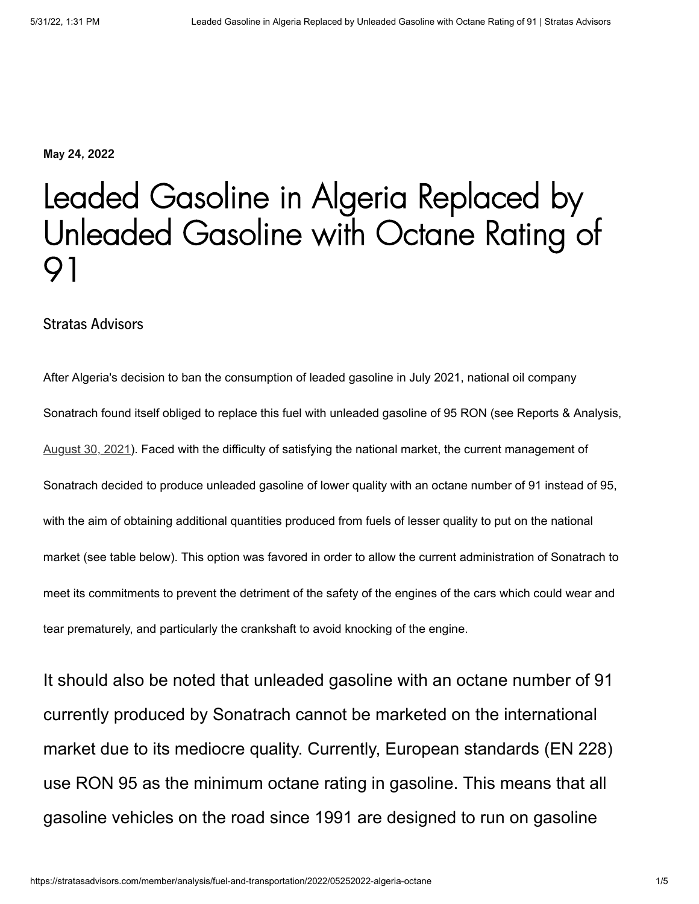May 24, 2022

# Leaded Gasoline in Algeria Replaced by Unleaded Gasoline with Octane Rating of 91

Stratas Advisors

After Algeria's decision to ban the consumption of leaded gasoline in July 2021, national oil company Sonatrach found itself obliged to replace this fuel with unleaded gasoline of 95 RON (see Reports & Analysis, August 30, 2021). Faced with the difficulty of satisfying the national market, the current management of Sonatrach decided to produce unleaded gasoline of lower quality with an octane number of 91 instead of 95, with the aim of obtaining additional quantities produced from fuels of lesser quality to put on the national market (see table below). This option was favored in order to allow the current administration of Sonatrach to meet its commitments to prevent the detriment of the safety of the engines of the cars which could wear and tear prematurely, and particularly the crankshaft to avoid knocking of the engine.

It should also be noted that unleaded gasoline with an octane number of 91 currently produced by Sonatrach cannot be marketed on the international market due to its mediocre quality. Currently, European standards (EN 228) use RON 95 as the minimum octane rating in gasoline. This means that all gasoline vehicles on the road since 1991 are designed to run on gasoline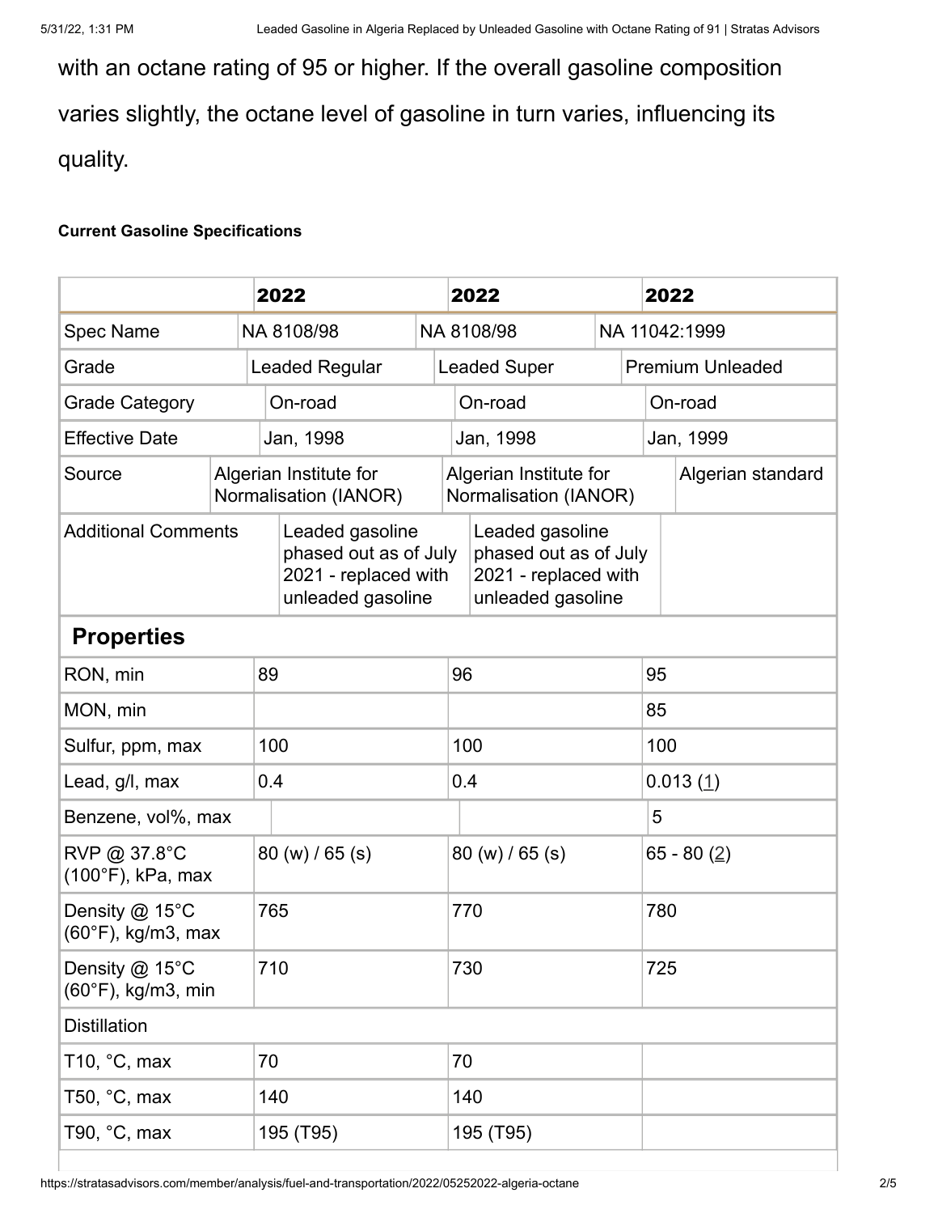with an octane rating of 95 or higher. If the overall gasoline composition varies slightly, the octane level of gasoline in turn varies, influencing its quality.

**Current Gasoline Specifications**

| | 2022 | 2022 | 2022 |
|---|---|---|---|
| Spec Name | NA 8108/98 | NA 8108/98 | NA 11042:1999 |
| Grade | Leaded Regular | Leaded Super | Premium Unleaded |
| Grade Category | On-road | On-road | On-road |
| Effective Date | Jan, 1998 | Jan, 1998 | Jan, 1999 |
| Source | Algerian Institute for Normalisation (IANOR) | Algerian Institute for Normalisation (IANOR) | Algerian standard |
| Additional Comments | Leaded gasoline phased out as of July 2021 - replaced with unleaded gasoline | Leaded gasoline phased out as of July 2021 - replaced with unleaded gasoline | |
| **Properties** | | | |
| RON, min | 89 | 96 | 95 |
| MON, min | | | 85 |
| Sulfur, ppm, max | 100 | 100 | 100 |
| Lead, g/l, max | 0.4 | 0.4 | 0.013 (1) |
| Benzene, vol%, max | | | 5 |
| RVP @ 37.8°C (100°F), kPa, max | 80 (w) / 65 (s) | 80 (w) / 65 (s) | 65 - 80 (2) |
| Density @ 15°C (60°F), kg/m3, max | 765 | 770 | 780 |
| Density @ 15°C (60°F), kg/m3, min | 710 | 730 | 725 |
| Distillation | | | |
| T10, °C, max | 70 | 70 | |
| T50, °C, max | 140 | 140 | |
| T90, °C, max | 195 (T95) | 195 (T95) | |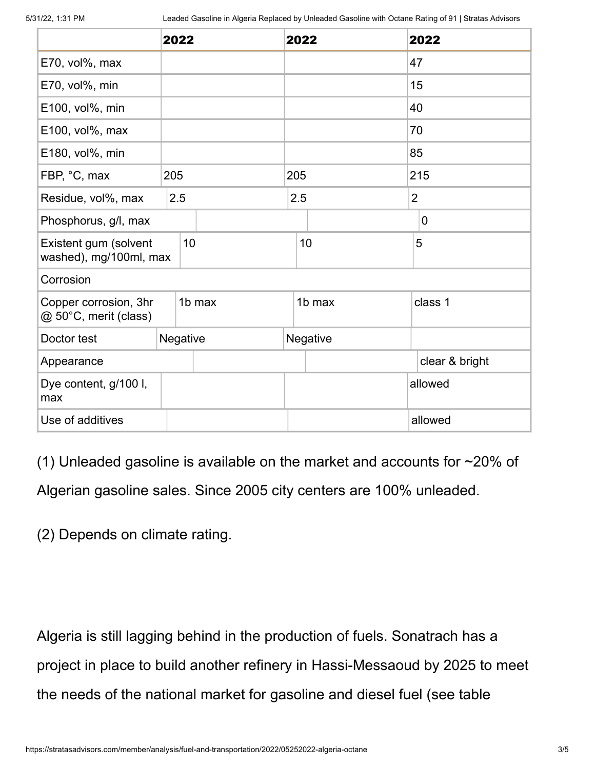| | 2022 | 2022 | 2022 |
|---|---|---|---|
| E70, vol%, max | | | 47 |
| E70, vol%, min | | | 15 |
| E100, vol%, min | | | 40 |
| E100, vol%, max | | | 70 |
| E180, vol%, min | | | 85 |
| FBP, °C, max | 205 | 205 | 215 |
| Residue, vol%, max | 2.5 | 2.5 | 2 |
| Phosphorus, g/l, max | | | 0 |
| Existent gum (solvent washed), mg/100ml, max | 10 | 10 | 5 |
| Corrosion | | | |
| Copper corrosion, 3hr @ 50°C, merit (class) | 1b max | 1b max | class 1 |
| Doctor test | Negative | Negative | |
| Appearance | | | clear & bright |
| Dye content, g/100 l, max | | | allowed |
| Use of additives | | | allowed |

(1) Unleaded gasoline is available on the market and accounts for ~20% of Algerian gasoline sales. Since 2005 city centers are 100% unleaded.

(2) Depends on climate rating.

Algeria is still lagging behind in the production of fuels. Sonatrach has a project in place to build another refinery in Hassi-Messaoud by 2025 to meet the needs of the national market for gasoline and diesel fuel (see table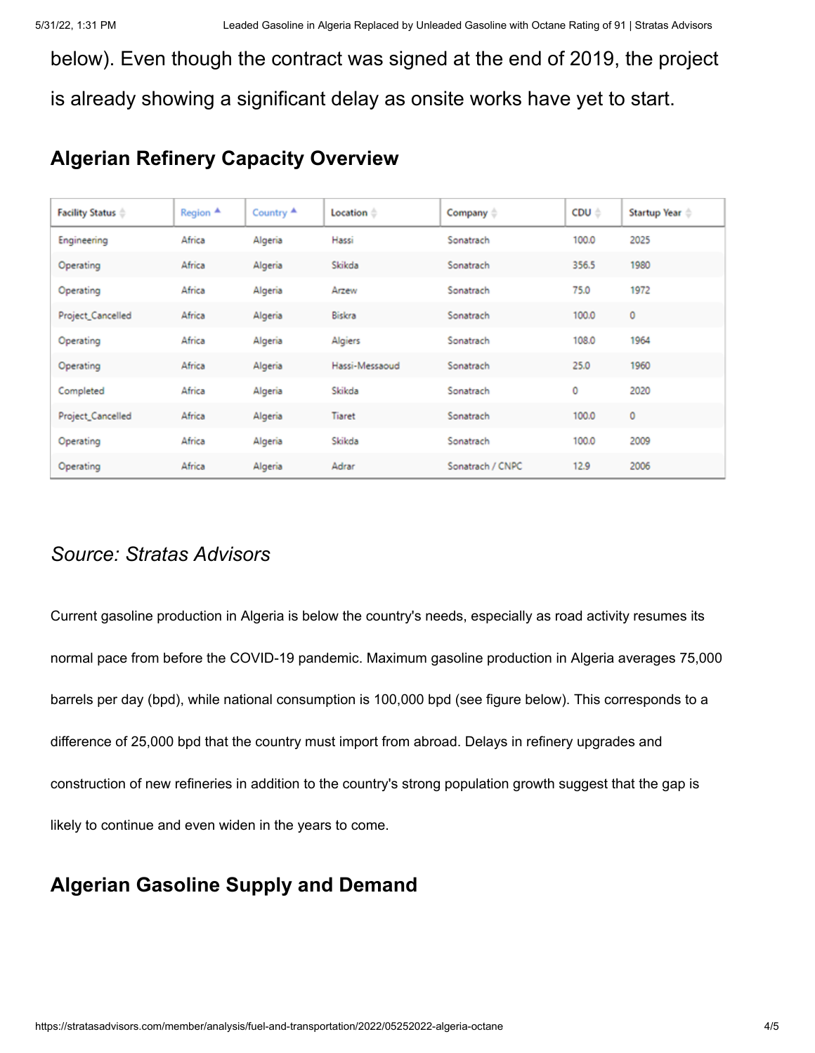below). Even though the contract was signed at the end of 2019, the project is already showing a significant delay as onsite works have yet to start.

## Algerian Refinery Capacity Overview

| Facility Status | Region | Country | Location | Company | CDU | Startup Year |
|---|---|---|---|---|---|---|
| Engineering | Africa | Algeria | Hassi | Sonatrach | 100.0 | 2025 |
| Operating | Africa | Algeria | Skikda | Sonatrach | 356.5 | 1980 |
| Operating | Africa | Algeria | Arzew | Sonatrach | 75.0 | 1972 |
| Project_Cancelled | Africa | Algeria | Biskra | Sonatrach | 100.0 | 0 |
| Operating | Africa | Algeria | Algiers | Sonatrach | 108.0 | 1964 |
| Operating | Africa | Algeria | Hassi-Messaoud | Sonatrach | 25.0 | 1960 |
| Completed | Africa | Algeria | Skikda | Sonatrach | 0 | 2020 |
| Project_Cancelled | Africa | Algeria | Tiaret | Sonatrach | 100.0 | 0 |
| Operating | Africa | Algeria | Skikda | Sonatrach | 100.0 | 2009 |
| Operating | Africa | Algeria | Adrar | Sonatrach / CNPC | 12.9 | 2006 |

*Source: Stratas Advisors*

Current gasoline production in Algeria is below the country's needs, especially as road activity resumes its normal pace from before the COVID-19 pandemic. Maximum gasoline production in Algeria averages 75,000 barrels per day (bpd), while national consumption is 100,000 bpd (see figure below). This corresponds to a difference of 25,000 bpd that the country must import from abroad. Delays in refinery upgrades and construction of new refineries in addition to the country's strong population growth suggest that the gap is likely to continue and even widen in the years to come.

## Algerian Gasoline Supply and Demand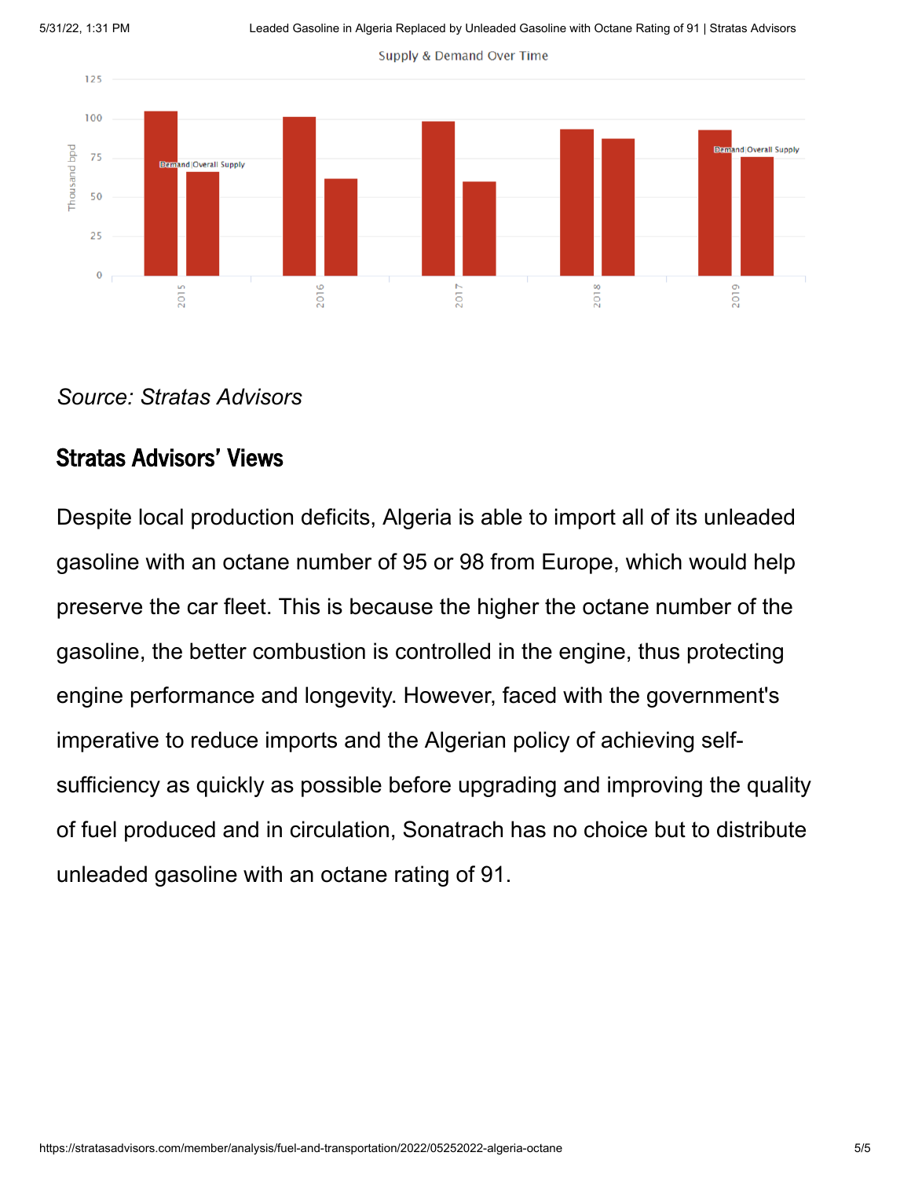Supply & Demand Over Time

125
100
75
50
25
0

Thousand bpd

Demand | Overall Supply

Demand | Overall Supply

2015
2016
2017
2018
2019

*Source: Stratas Advisors*

## Stratas Advisors' Views

Despite local production deficits, Algeria is able to import all of its unleaded gasoline with an octane number of 95 or 98 from Europe, which would help preserve the car fleet. This is because the higher the octane number of the gasoline, the better combustion is controlled in the engine, thus protecting engine performance and longevity. However, faced with the government's imperative to reduce imports and the Algerian policy of achieving self-sufficiency as quickly as possible before upgrading and improving the quality of fuel produced and in circulation, Sonatrach has no choice but to distribute unleaded gasoline with an octane rating of 91.